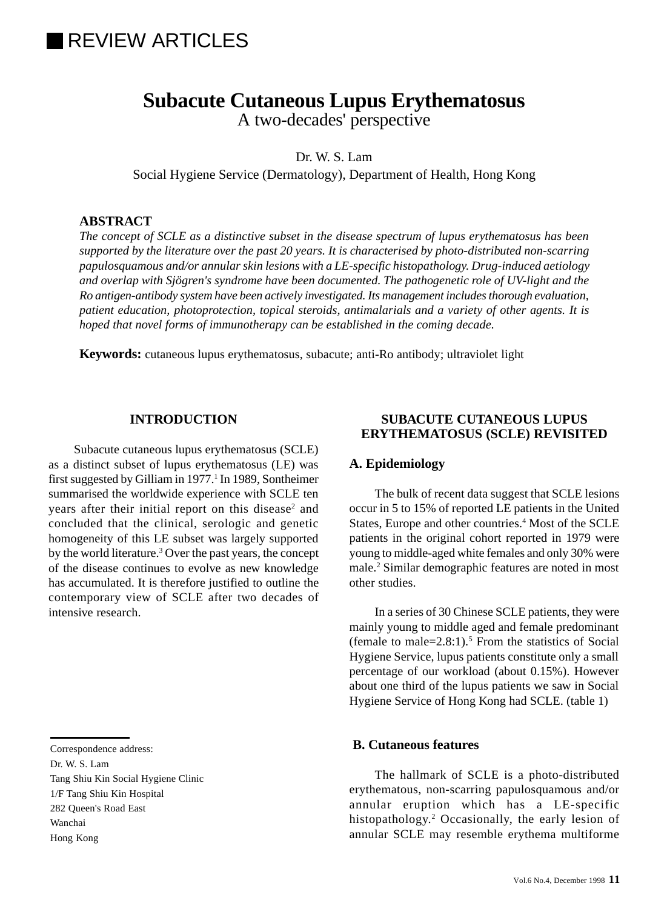REVIEW ARTICLES

# Subacute Cutaneous Lupus Erythematosus

A two-decades' perspective

Dr. W. S. Lam

Social Hygiene Service (Dermatology), Department of Health, Hong Kong

**ABSTRACT**

*The concept of SCLE as a distinctive subset in the disease spectrum of lupus erythematosus has been supported by the literature over the past 20 years. It is characterised by photo-distributed non-scarring papulosquamous and/or annular skin lesions with a LE-specific histopathology. Drug-induced aetiology and overlap with Sjögren's syndrome have been documented. The pathogenetic role of UV-light and the Ro antigen-antibody system have been actively investigated. Its management includes thorough evaluation, patient education, photoprotection, topical steroids, antimalarials and a variety of other agents. It is hoped that novel forms of immunotherapy can be established in the coming decade.*

**Keywords:** cutaneous lupus erythematosus, subacute; anti-Ro antibody; ultraviolet light

## INTRODUCTION

Subacute cutaneous lupus erythematosus (SCLE) as a distinct subset of lupus erythematosus (LE) was first suggested by Gilliam in 1977.[1] In 1989, Sontheimer summarised the worldwide experience with SCLE ten years after their initial report on this disease[2] and concluded that the clinical, serologic and genetic homogeneity of this LE subset was largely supported by the world literature.[3] Over the past years, the concept of the disease continues to evolve as new knowledge has accumulated. It is therefore justified to outline the contemporary view of SCLE after two decades of intensive research.

## SUBACUTE CUTANEOUS LUPUS ERYTHEMATOSUS (SCLE) REVISITED

### A. Epidemiology

The bulk of recent data suggest that SCLE lesions occur in 5 to 15% of reported LE patients in the United States, Europe and other countries.[4] Most of the SCLE patients in the original cohort reported in 1979 were young to middle-aged white females and only 30% were male.[2] Similar demographic features are noted in most other studies.

In a series of 30 Chinese SCLE patients, they were mainly young to middle aged and female predominant (female to male=2.8:1).[5] From the statistics of Social Hygiene Service, lupus patients constitute only a small percentage of our workload (about 0.15%). However about one third of the lupus patients we saw in Social Hygiene Service of Hong Kong had SCLE. (table 1)

### B. Cutaneous features

The hallmark of SCLE is a photo-distributed erythematous, non-scarring papulosquamous and/or annular eruption which has a LE-specific histopathology.[2] Occasionally, the early lesion of annular SCLE may resemble erythema multiforme

Correspondence address:
Dr. W. S. Lam
Tang Shiu Kin Social Hygiene Clinic
1/F Tang Shiu Kin Hospital
282 Queen's Road East
Wanchai
Hong Kong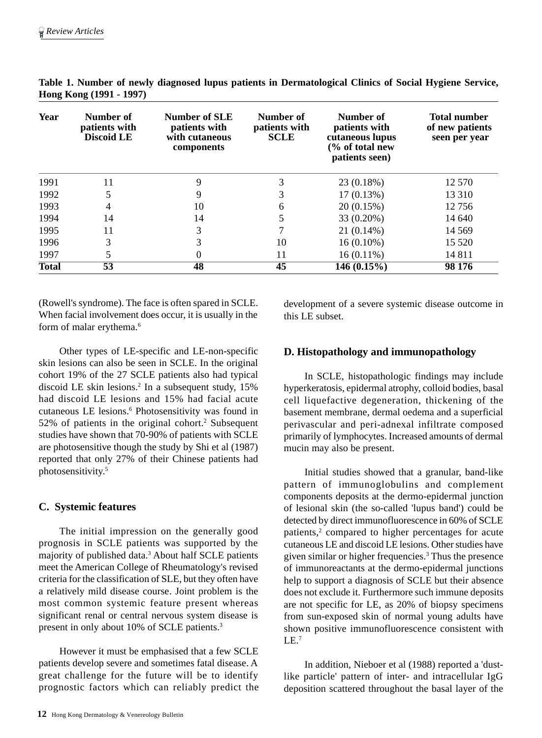**Table 1. Number of newly diagnosed lupus patients in Dermatological Clinics of Social Hygiene Service, Hong Kong (1991 - 1997)**

| Year | Number of patients with Discoid LE | Number of SLE patients with with cutaneous components | Number of patients with SCLE | Number of patients with cutaneous lupus (% of total new patients seen) | Total number of new patients seen per year |
|---|---|---|---|---|---|
| 1991 | 11 | 9 | 3 | 23 (0.18%) | 12 570 |
| 1992 | 5 | 9 | 3 | 17 (0.13%) | 13 310 |
| 1993 | 4 | 10 | 6 | 20 (0.15%) | 12 756 |
| 1994 | 14 | 14 | 5 | 33 (0.20%) | 14 640 |
| 1995 | 11 | 3 | 7 | 21 (0.14%) | 14 569 |
| 1996 | 3 | 3 | 10 | 16 (0.10%) | 15 520 |
| 1997 | 5 | 0 | 11 | 16 (0.11%) | 14 811 |
| **Total** | **53** | **48** | **45** | **146 (0.15%)** | **98 176** |

(Rowell's syndrome). The face is often spared in SCLE. When facial involvement does occur, it is usually in the form of malar erythema.[6]

Other types of LE-specific and LE-non-specific skin lesions can also be seen in SCLE. In the original cohort 19% of the 27 SCLE patients also had typical discoid LE skin lesions.[2] In a subsequent study, 15% had discoid LE lesions and 15% had facial acute cutaneous LE lesions.[6] Photosensitivity was found in 52% of patients in the original cohort.[2] Subsequent studies have shown that 70-90% of patients with SCLE are photosensitive though the study by Shi et al (1987) reported that only 27% of their Chinese patients had photosensitivity.[5]

## C. Systemic features

The initial impression on the generally good prognosis in SCLE patients was supported by the majority of published data.[3] About half SCLE patients meet the American College of Rheumatology's revised criteria for the classification of SLE, but they often have a relatively mild disease course. Joint problem is the most common systemic feature present whereas significant renal or central nervous system disease is present in only about 10% of SCLE patients.[3]

However it must be emphasised that a few SCLE patients develop severe and sometimes fatal disease. A great challenge for the future will be to identify prognostic factors which can reliably predict the development of a severe systemic disease outcome in this LE subset.

## D. Histopathology and immunopathology

In SCLE, histopathologic findings may include hyperkeratosis, epidermal atrophy, colloid bodies, basal cell liquefactive degeneration, thickening of the basement membrane, dermal oedema and a superficial perivascular and peri-adnexal infiltrate composed primarily of lymphocytes. Increased amounts of dermal mucin may also be present.

Initial studies showed that a granular, band-like pattern of immunoglobulins and complement components deposits at the dermo-epidermal junction of lesional skin (the so-called 'lupus band') could be detected by direct immunofluorescence in 60% of SCLE patients,[2] compared to higher percentages for acute cutaneous LE and discoid LE lesions. Other studies have given similar or higher frequencies.[3] Thus the presence of immunoreactants at the dermo-epidermal junctions help to support a diagnosis of SCLE but their absence does not exclude it. Furthermore such immune deposits are not specific for LE, as 20% of biopsy specimens from sun-exposed skin of normal young adults have shown positive immunofluorescence consistent with LE.[7]

In addition, Nieboer et al (1988) reported a 'dust-like particle' pattern of inter- and intracellular IgG deposition scattered throughout the basal layer of the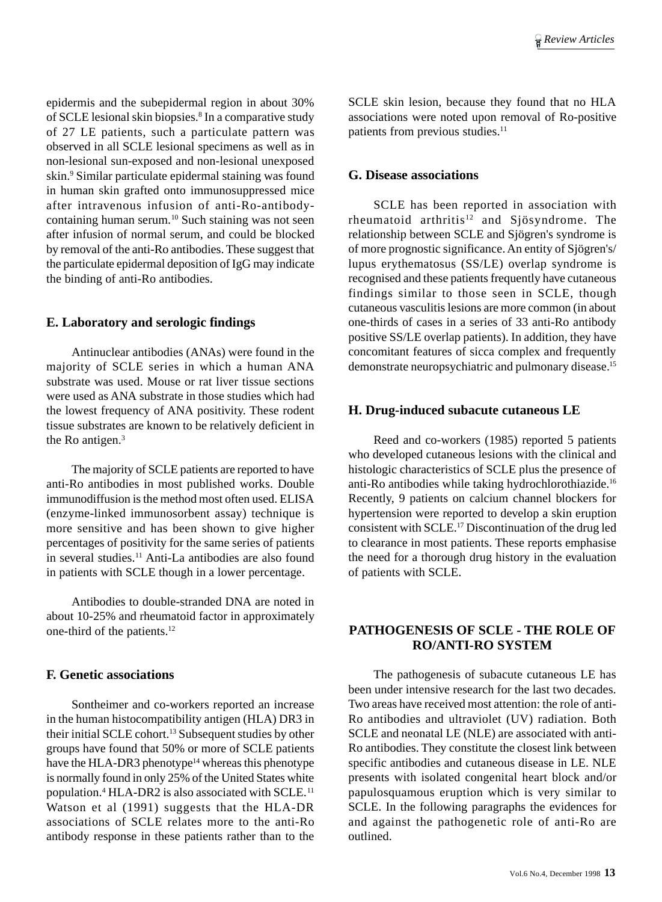epidermis and the subepidermal region in about 30% of SCLE lesional skin biopsies.[8] In a comparative study of 27 LE patients, such a particulate pattern was observed in all SCLE lesional specimens as well as in non-lesional sun-exposed and non-lesional unexposed skin.[9] Similar particulate epidermal staining was found in human skin grafted onto immunosuppressed mice after intravenous infusion of anti-Ro-antibody-containing human serum.[10] Such staining was not seen after infusion of normal serum, and could be blocked by removal of the anti-Ro antibodies. These suggest that the particulate epidermal deposition of IgG may indicate the binding of anti-Ro antibodies.

### E. Laboratory and serologic findings

Antinuclear antibodies (ANAs) were found in the majority of SCLE series in which a human ANA substrate was used. Mouse or rat liver tissue sections were used as ANA substrate in those studies which had the lowest frequency of ANA positivity. These rodent tissue substrates are known to be relatively deficient in the Ro antigen.[3]

The majority of SCLE patients are reported to have anti-Ro antibodies in most published works. Double immunodiffusion is the method most often used. ELISA (enzyme-linked immunosorbent assay) technique is more sensitive and has been shown to give higher percentages of positivity for the same series of patients in several studies.[11] Anti-La antibodies are also found in patients with SCLE though in a lower percentage.

Antibodies to double-stranded DNA are noted in about 10-25% and rheumatoid factor in approximately one-third of the patients.[12]

### F. Genetic associations

Sontheimer and co-workers reported an increase in the human histocompatibility antigen (HLA) DR3 in their initial SCLE cohort.[13] Subsequent studies by other groups have found that 50% or more of SCLE patients have the HLA-DR3 phenotype[14] whereas this phenotype is normally found in only 25% of the United States white population.[4] HLA-DR2 is also associated with SCLE.[11] Watson et al (1991) suggests that the HLA-DR associations of SCLE relates more to the anti-Ro antibody response in these patients rather than to the SCLE skin lesion, because they found that no HLA associations were noted upon removal of Ro-positive patients from previous studies.[11]

### G. Disease associations

SCLE has been reported in association with rheumatoid arthritis[12] and Sjösyndrome. The relationship between SCLE and Sjögren's syndrome is of more prognostic significance. An entity of Sjögren's/ lupus erythematosus (SS/LE) overlap syndrome is recognised and these patients frequently have cutaneous findings similar to those seen in SCLE, though cutaneous vasculitis lesions are more common (in about one-thirds of cases in a series of 33 anti-Ro antibody positive SS/LE overlap patients). In addition, they have concomitant features of sicca complex and frequently demonstrate neuropsychiatric and pulmonary disease.[15]

### H. Drug-induced subacute cutaneous LE

Reed and co-workers (1985) reported 5 patients who developed cutaneous lesions with the clinical and histologic characteristics of SCLE plus the presence of anti-Ro antibodies while taking hydrochlorothiazide.[16] Recently, 9 patients on calcium channel blockers for hypertension were reported to develop a skin eruption consistent with SCLE.[17] Discontinuation of the drug led to clearance in most patients. These reports emphasise the need for a thorough drug history in the evaluation of patients with SCLE.

## PATHOGENESIS OF SCLE - THE ROLE OF RO/ANTI-RO SYSTEM

The pathogenesis of subacute cutaneous LE has been under intensive research for the last two decades. Two areas have received most attention: the role of anti-Ro antibodies and ultraviolet (UV) radiation. Both SCLE and neonatal LE (NLE) are associated with anti-Ro antibodies. They constitute the closest link between specific antibodies and cutaneous disease in LE. NLE presents with isolated congenital heart block and/or papulosquamous eruption which is very similar to SCLE. In the following paragraphs the evidences for and against the pathogenetic role of anti-Ro are outlined.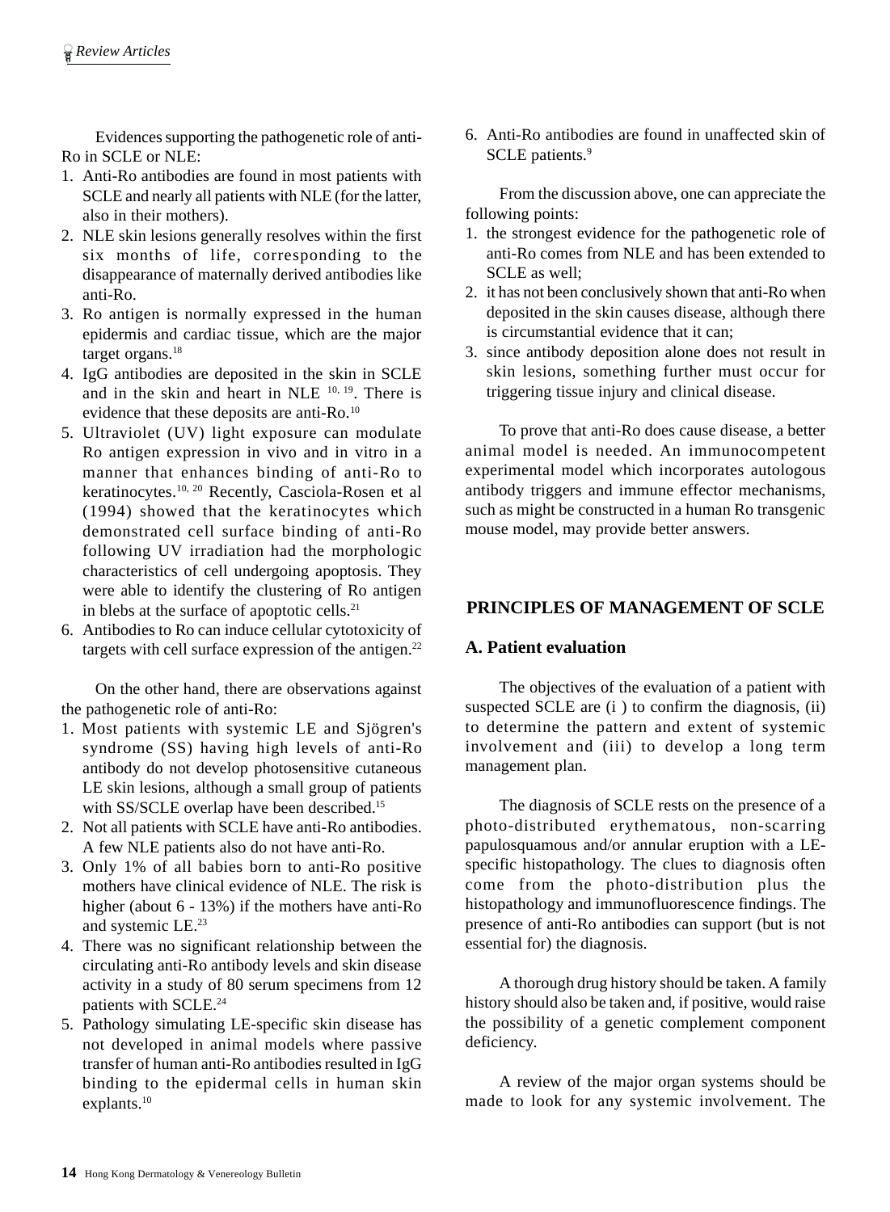Evidences supporting the pathogenetic role of anti-Ro in SCLE or NLE:

1. Anti-Ro antibodies are found in most patients with SCLE and nearly all patients with NLE (for the latter, also in their mothers).
2. NLE skin lesions generally resolves within the first six months of life, corresponding to the disappearance of maternally derived antibodies like anti-Ro.
3. Ro antigen is normally expressed in the human epidermis and cardiac tissue, which are the major target organs.[18]
4. IgG antibodies are deposited in the skin in SCLE and in the skin and heart in NLE [10, 19]. There is evidence that these deposits are anti-Ro.[10]
5. Ultraviolet (UV) light exposure can modulate Ro antigen expression in vivo and in vitro in a manner that enhances binding of anti-Ro to keratinocytes.[10, 20] Recently, Casciola-Rosen et al (1994) showed that the keratinocytes which demonstrated cell surface binding of anti-Ro following UV irradiation had the morphologic characteristics of cell undergoing apoptosis. They were able to identify the clustering of Ro antigen in blebs at the surface of apoptotic cells.[21]
6. Antibodies to Ro can induce cellular cytotoxicity of targets with cell surface expression of the antigen.[22]

On the other hand, there are observations against the pathogenetic role of anti-Ro:

1. Most patients with systemic LE and Sjögren's syndrome (SS) having high levels of anti-Ro antibody do not develop photosensitive cutaneous LE skin lesions, although a small group of patients with SS/SCLE overlap have been described.[15]
2. Not all patients with SCLE have anti-Ro antibodies. A few NLE patients also do not have anti-Ro.
3. Only 1% of all babies born to anti-Ro positive mothers have clinical evidence of NLE. The risk is higher (about 6 - 13%) if the mothers have anti-Ro and systemic LE.[23]
4. There was no significant relationship between the circulating anti-Ro antibody levels and skin disease activity in a study of 80 serum specimens from 12 patients with SCLE.[24]
5. Pathology simulating LE-specific skin disease has not developed in animal models where passive transfer of human anti-Ro antibodies resulted in IgG binding to the epidermal cells in human skin explants.[10]
6. Anti-Ro antibodies are found in unaffected skin of SCLE patients.[9]

From the discussion above, one can appreciate the following points:

1. the strongest evidence for the pathogenetic role of anti-Ro comes from NLE and has been extended to SCLE as well;
2. it has not been conclusively shown that anti-Ro when deposited in the skin causes disease, although there is circumstantial evidence that it can;
3. since antibody deposition alone does not result in skin lesions, something further must occur for triggering tissue injury and clinical disease.

To prove that anti-Ro does cause disease, a better animal model is needed. An immunocompetent experimental model which incorporates autologous antibody triggers and immune effector mechanisms, such as might be constructed in a human Ro transgenic mouse model, may provide better answers.

## PRINCIPLES OF MANAGEMENT OF SCLE

### A. Patient evaluation

The objectives of the evaluation of a patient with suspected SCLE are (i ) to confirm the diagnosis, (ii) to determine the pattern and extent of systemic involvement and (iii) to develop a long term management plan.

The diagnosis of SCLE rests on the presence of a photo-distributed erythematous, non-scarring papulosquamous and/or annular eruption with a LE-specific histopathology. The clues to diagnosis often come from the photo-distribution plus the histopathology and immunofluorescence findings. The presence of anti-Ro antibodies can support (but is not essential for) the diagnosis.

A thorough drug history should be taken. A family history should also be taken and, if positive, would raise the possibility of a genetic complement component deficiency.

A review of the major organ systems should be made to look for any systemic involvement. The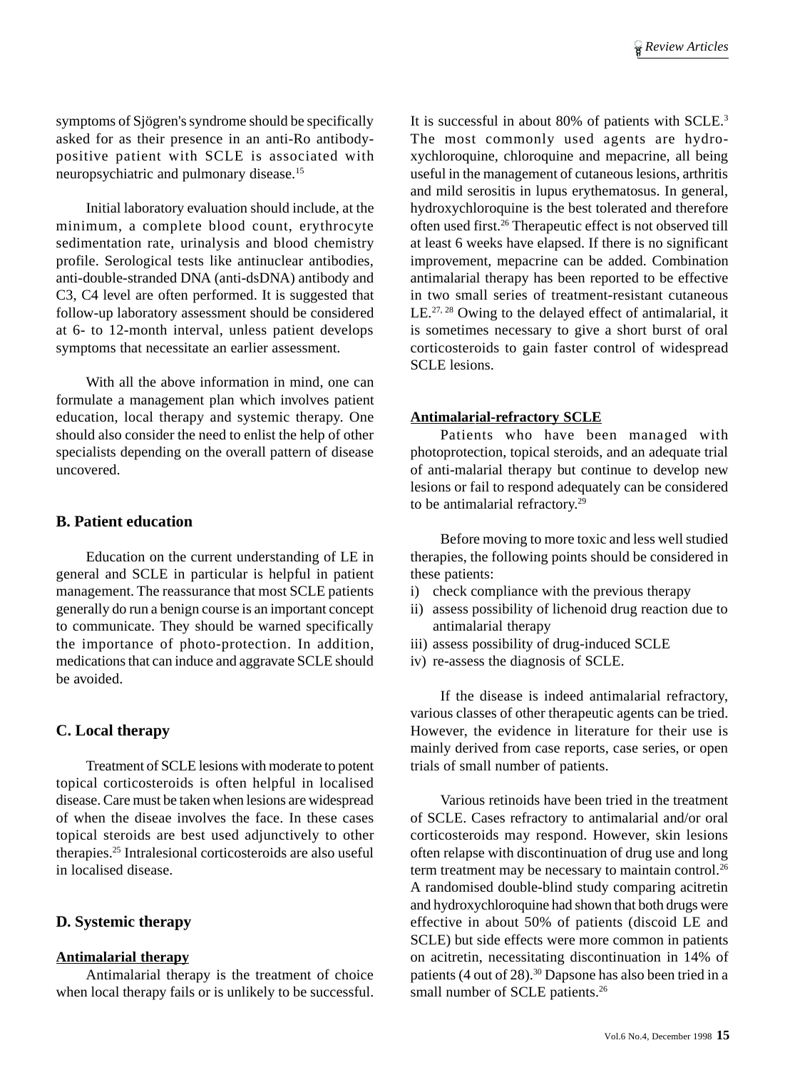symptoms of Sjögren's syndrome should be specifically asked for as their presence in an anti-Ro antibody-positive patient with SCLE is associated with neuropsychiatric and pulmonary disease.[15]

Initial laboratory evaluation should include, at the minimum, a complete blood count, erythrocyte sedimentation rate, urinalysis and blood chemistry profile. Serological tests like antinuclear antibodies, anti-double-stranded DNA (anti-dsDNA) antibody and C3, C4 level are often performed. It is suggested that follow-up laboratory assessment should be considered at 6- to 12-month interval, unless patient develops symptoms that necessitate an earlier assessment.

With all the above information in mind, one can formulate a management plan which involves patient education, local therapy and systemic therapy. One should also consider the need to enlist the help of other specialists depending on the overall pattern of disease uncovered.

### B. Patient education

Education on the current understanding of LE in general and SCLE in particular is helpful in patient management. The reassurance that most SCLE patients generally do run a benign course is an important concept to communicate. They should be warned specifically the importance of photo-protection. In addition, medications that can induce and aggravate SCLE should be avoided.

### C. Local therapy

Treatment of SCLE lesions with moderate to potent topical corticosteroids is often helpful in localised disease. Care must be taken when lesions are widespread of when the diseae involves the face. In these cases topical steroids are best used adjunctively to other therapies.[25] Intralesional corticosteroids are also useful in localised disease.

### D. Systemic therapy

**Antimalarial therapy**

Antimalarial therapy is the treatment of choice when local therapy fails or is unlikely to be successful. It is successful in about 80% of patients with SCLE.[3] The most commonly used agents are hydroxychloroquine, chloroquine and mepacrine, all being useful in the management of cutaneous lesions, arthritis and mild serositis in lupus erythematosus. In general, hydroxychloroquine is the best tolerated and therefore often used first.[26] Therapeutic effect is not observed till at least 6 weeks have elapsed. If there is no significant improvement, mepacrine can be added. Combination antimalarial therapy has been reported to be effective in two small series of treatment-resistant cutaneous LE.[27, 28] Owing to the delayed effect of antimalarial, it is sometimes necessary to give a short burst of oral corticosteroids to gain faster control of widespread SCLE lesions.

**Antimalarial-refractory SCLE**

Patients who have been managed with photoprotection, topical steroids, and an adequate trial of anti-malarial therapy but continue to develop new lesions or fail to respond adequately can be considered to be antimalarial refractory.[29]

Before moving to more toxic and less well studied therapies, the following points should be considered in these patients:

i) check compliance with the previous therapy
ii) assess possibility of lichenoid drug reaction due to antimalarial therapy
iii) assess possibility of drug-induced SCLE
iv) re-assess the diagnosis of SCLE.

If the disease is indeed antimalarial refractory, various classes of other therapeutic agents can be tried. However, the evidence in literature for their use is mainly derived from case reports, case series, or open trials of small number of patients.

Various retinoids have been tried in the treatment of SCLE. Cases refractory to antimalarial and/or oral corticosteroids may respond. However, skin lesions often relapse with discontinuation of drug use and long term treatment may be necessary to maintain control.[26] A randomised double-blind study comparing acitretin and hydroxychloroquine had shown that both drugs were effective in about 50% of patients (discoid LE and SCLE) but side effects were more common in patients on acitretin, necessitating discontinuation in 14% of patients (4 out of 28).[30] Dapsone has also been tried in a small number of SCLE patients.[26]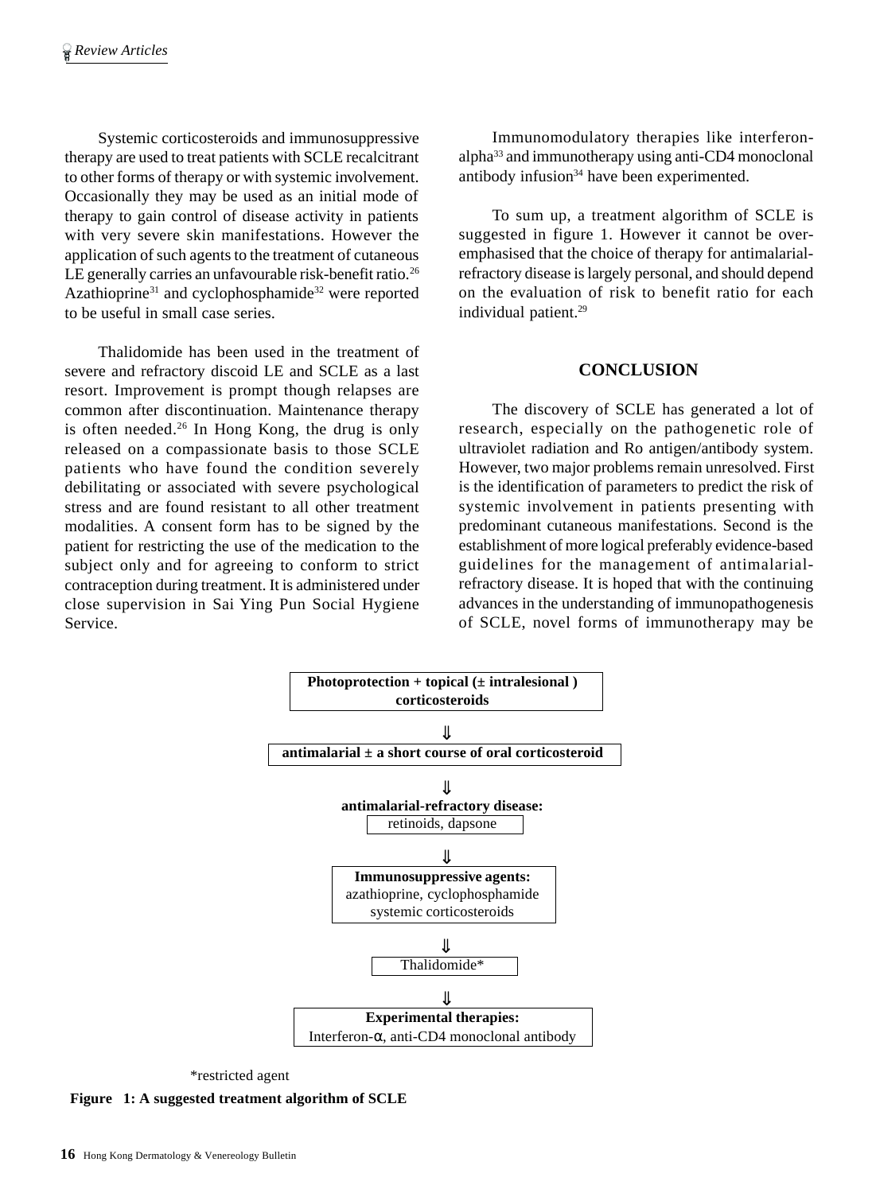Systemic corticosteroids and immunosuppressive therapy are used to treat patients with SCLE recalcitrant to other forms of therapy or with systemic involvement. Occasionally they may be used as an initial mode of therapy to gain control of disease activity in patients with very severe skin manifestations. However the application of such agents to the treatment of cutaneous LE generally carries an unfavourable risk-benefit ratio.[26] Azathioprine[31] and cyclophosphamide[32] were reported to be useful in small case series.

Thalidomide has been used in the treatment of severe and refractory discoid LE and SCLE as a last resort. Improvement is prompt though relapses are common after discontinuation. Maintenance therapy is often needed.[26] In Hong Kong, the drug is only released on a compassionate basis to those SCLE patients who have found the condition severely debilitating or associated with severe psychological stress and are found resistant to all other treatment modalities. A consent form has to be signed by the patient for restricting the use of the medication to the subject only and for agreeing to conform to strict contraception during treatment. It is administered under close supervision in Sai Ying Pun Social Hygiene Service.

Immunomodulatory therapies like interferon-alpha[33] and immunotherapy using anti-CD4 monoclonal antibody infusion[34] have been experimented.

To sum up, a treatment algorithm of SCLE is suggested in figure 1. However it cannot be over-emphasised that the choice of therapy for antimalarial-refractory disease is largely personal, and should depend on the evaluation of risk to benefit ratio for each individual patient.[29]

## CONCLUSION

The discovery of SCLE has generated a lot of research, especially on the pathogenetic role of ultraviolet radiation and Ro antigen/antibody system. However, two major problems remain unresolved. First is the identification of parameters to predict the risk of systemic involvement in patients presenting with predominant cutaneous manifestations. Second is the establishment of more logical preferably evidence-based guidelines for the management of antimalarial-refractory disease. It is hoped that with the continuing advances in the understanding of immunopathogenesis of SCLE, novel forms of immunotherapy may be

**Photoprotection + topical (± intralesional ) corticosteroids**

⇓

**antimalarial ± a short course of oral corticosteroid**

⇓

**antimalarial-refractory disease:**
retinoids, dapsone

⇓

**Immunosuppressive agents:**
azathioprine, cyclophosphamide
systemic corticosteroids

⇓

Thalidomide*

⇓

**Experimental therapies:**
Interferon-α, anti-CD4 monoclonal antibody

*restricted agent

**Figure 1: A suggested treatment algorithm of SCLE**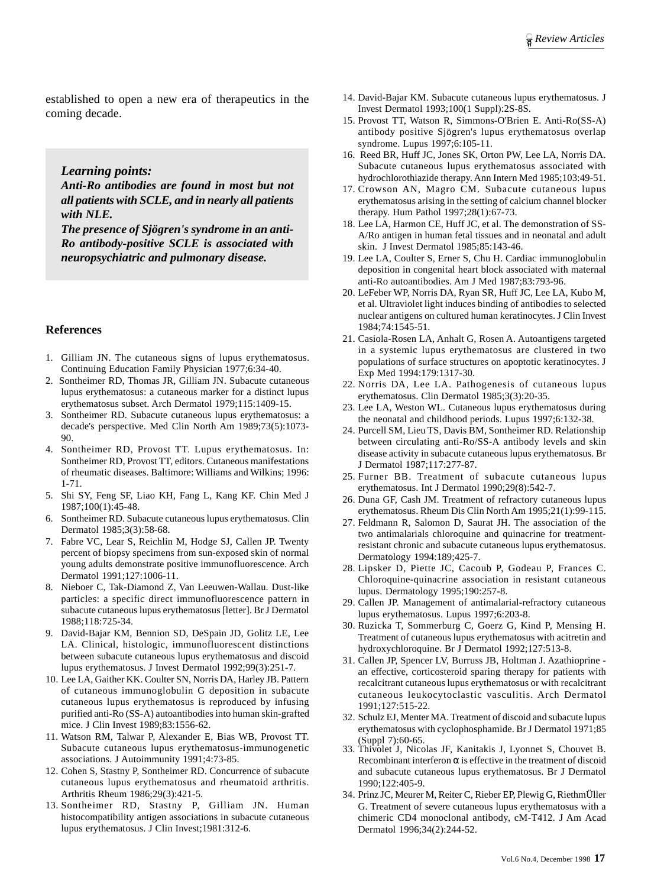established to open a new era of therapeutics in the coming decade.

> ***Learning points:***
> ***Anti-Ro antibodies are found in most but not all patients with SCLE, and in nearly all patients with NLE.***
> ***The presence of Sjögren's syndrome in an anti-Ro antibody-positive SCLE is associated with neuropsychiatric and pulmonary disease.***

## References

1. Gilliam JN. The cutaneous signs of lupus erythematosus. Continuing Education Family Physician 1977;6:34-40.
2. Sontheimer RD, Thomas JR, Gilliam JN. Subacute cutaneous lupus erythematosus: a cutaneous marker for a distinct lupus erythematosus subset. Arch Dermatol 1979;115:1409-15.
3. Sontheimer RD. Subacute cutaneous lupus erythematosus: a decade's perspective. Med Clin North Am 1989;73(5):1073-90.
4. Sontheimer RD, Provost TT. Lupus erythematosus. In: Sontheimer RD, Provost TT, editors. Cutaneous manifestations of rheumatic diseases. Baltimore: Williams and Wilkins; 1996: 1-71.
5. Shi SY, Feng SF, Liao KH, Fang L, Kang KF. Chin Med J 1987;100(1):45-48.
6. Sontheimer RD. Subacute cutaneous lupus erythematosus. Clin Dermatol 1985;3(3):58-68.
7. Fabre VC, Lear S, Reichlin M, Hodge SJ, Callen JP. Twenty percent of biopsy specimens from sun-exposed skin of normal young adults demonstrate positive immunofluorescence. Arch Dermatol 1991;127:1006-11.
8. Nieboer C, Tak-Diamond Z, Van Leeuwen-Wallau. Dust-like particles: a specific direct immunofluorescence pattern in subacute cutaneous lupus erythematosus [letter]. Br J Dermatol 1988;118:725-34.
9. David-Bajar KM, Bennion SD, DeSpain JD, Golitz LE, Lee LA. Clinical, histologic, immunofluorescent distinctions between subacute cutaneous lupus erythematosus and discoid lupus erythematosus. J Invest Dermatol 1992;99(3):251-7.
10. Lee LA, Gaither KK. Coulter SN, Norris DA, Harley JB. Pattern of cutaneous immunoglobulin G deposition in subacute cutaneous lupus erythematosus is reproduced by infusing purified anti-Ro (SS-A) autoantibodies into human skin-grafted mice. J Clin Invest 1989;83:1556-62.
11. Watson RM, Talwar P, Alexander E, Bias WB, Provost TT. Subacute cutaneous lupus erythematosus-immunogenetic associations. J Autoimmunity 1991;4:73-85.
12. Cohen S, Stastny P, Sontheimer RD. Concurrence of subacute cutaneous lupus erythematosus and rheumatoid arthritis. Arthritis Rheum 1986;29(3):421-5.
13. Sontheimer RD, Stastny P, Gilliam JN. Human histocompatibility antigen associations in subacute cutaneous lupus erythematosus. J Clin Invest;1981:312-6.
14. David-Bajar KM. Subacute cutaneous lupus erythematosus. J Invest Dermatol 1993;100(1 Suppl):2S-8S.
15. Provost TT, Watson R, Simmons-O'Brien E. Anti-Ro(SS-A) antibody positive Sjögren's lupus erythematosus overlap syndrome. Lupus 1997;6:105-11.
16. Reed BR, Huff JC, Jones SK, Orton PW, Lee LA, Norris DA. Subacute cutaneous lupus erythematosus associated with hydrochlorothiazide therapy. Ann Intern Med 1985;103:49-51.
17. Crowson AN, Magro CM. Subacute cutaneous lupus erythematosus arising in the setting of calcium channel blocker therapy. Hum Pathol 1997;28(1):67-73.
18. Lee LA, Harmon CE, Huff JC, et al. The demonstration of SS-A/Ro antigen in human fetal tissues and in neonatal and adult skin. J Invest Dermatol 1985;85:143-46.
19. Lee LA, Coulter S, Erner S, Chu H. Cardiac immunoglobulin deposition in congenital heart block associated with maternal anti-Ro autoantibodies. Am J Med 1987;83:793-96.
20. LeFeber WP, Norris DA, Ryan SR, Huff JC, Lee LA, Kubo M, et al. Ultraviolet light induces binding of antibodies to selected nuclear antigens on cultured human keratinocytes. J Clin Invest 1984;74:1545-51.
21. Casiola-Rosen LA, Anhalt G, Rosen A. Autoantigens targeted in a systemic lupus erythematosus are clustered in two populations of surface structures on apoptotic keratinocytes. J Exp Med 1994:179:1317-30.
22. Norris DA, Lee LA. Pathogenesis of cutaneous lupus erythematosus. Clin Dermatol 1985;3(3):20-35.
23. Lee LA, Weston WL. Cutaneous lupus erythematosus during the neonatal and childhood periods. Lupus 1997;6:132-38.
24. Purcell SM, Lieu TS, Davis BM, Sontheimer RD. Relationship between circulating anti-Ro/SS-A antibody levels and skin disease activity in subacute cutaneous lupus erythematosus. Br J Dermatol 1987;117:277-87.
25. Furner BB. Treatment of subacute cutaneous lupus erythematosus. Int J Dermatol 1990;29(8):542-7.
26. Duna GF, Cash JM. Treatment of refractory cutaneous lupus erythematosus. Rheum Dis Clin North Am 1995;21(1):99-115.
27. Feldmann R, Salomon D, Saurat JH. The association of the two antimalarials chloroquine and quinacrine for treatment-resistant chronic and subacute cutaneous lupus erythematosus. Dermatology 1994:189;425-7.
28. Lipsker D, Piette JC, Cacoub P, Godeau P, Frances C. Chloroquine-quinacrine association in resistant cutaneous lupus. Dermatology 1995;190:257-8.
29. Callen JP. Management of antimalarial-refractory cutaneous lupus erythematosus. Lupus 1997;6:203-8.
30. Ruzicka T, Sommerburg C, Goerz G, Kind P, Mensing H. Treatment of cutaneous lupus erythematosus with acitretin and hydroxychloroquine. Br J Dermatol 1992;127:513-8.
31. Callen JP, Spencer LV, Burruss JB, Holtman J. Azathioprine - an effective, corticosteroid sparing therapy for patients with recalcitrant cutaneous lupus erythematosus or with recalcitrant cutaneous leukocytoclastic vasculitis. Arch Dermatol 1991;127:515-22.
32. Schulz EJ, Menter MA. Treatment of discoid and subacute lupus erythematosus with cyclophosphamide. Br J Dermatol 1971;85 (Suppl 7):60-65.
33. Thivolet J, Nicolas JF, Kanitakis J, Lyonnet S, Chouvet B. Recombinant interferon $\alpha$ is effective in the treatment of discoid and subacute cutaneous lupus erythematosus. Br J Dermatol 1990;122:405-9.
34. Prinz JC, Meurer M, Reiter C, Rieber EP, Plewig G, RiethmÜller G. Treatment of severe cutaneous lupus erythematosus with a chimeric CD4 monoclonal antibody, cM-T412. J Am Acad Dermatol 1996;34(2):244-52.